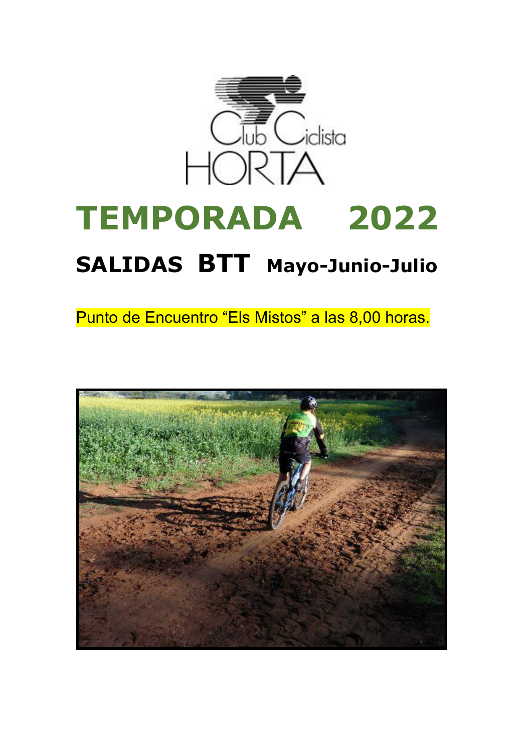Club Ciclista HORTA

# TEMPORADA 2022

## SALIDAS BTT Mayo-Junio-Julio

Punto de Encuentro “Els Mistos” a las 8,00 horas.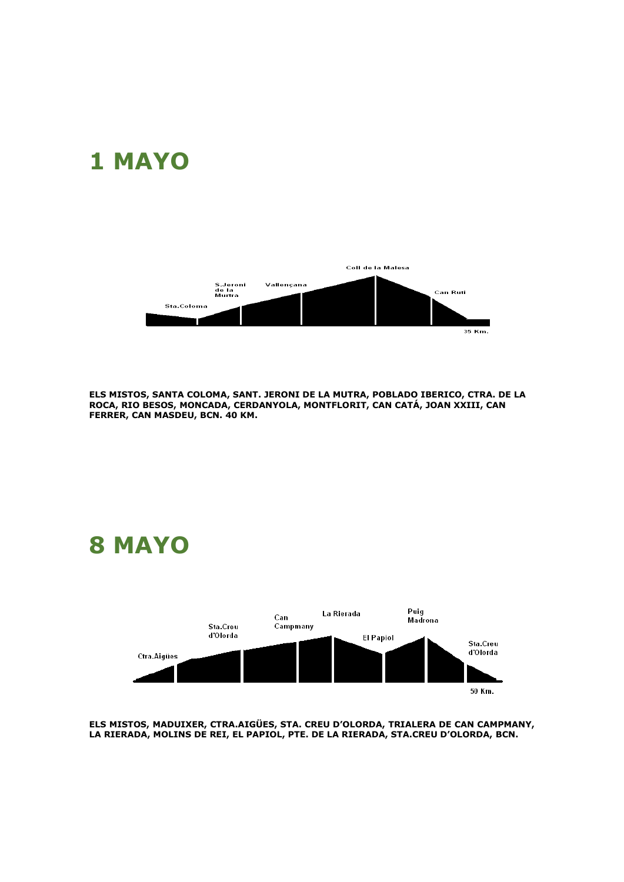# 1 MAYO

Coll de la Malesa

S.Jeroni de la Murtra

Vallençana

Can Ruti

Sta.Coloma

35 Km.

**ELS MISTOS, SANTA COLOMA, SANT. JERONI DE LA MUTRA, POBLADO IBERICO, CTRA. DE LA ROCA, RIO BESOS, MONCADA, CERDANYOLA, MONTFLORIT, CAN CATÁ, JOAN XXIII, CAN FERRER, CAN MASDEU, BCN. 40 KM.**

# 8 MAYO

Can Campmany

La Rierada

Puig Madrona

Sta.Creu d'Olorda

El Papiol

Sta.Creu d'Olorda

Ctra.Aigües

50 Km.

**ELS MISTOS, MADUIXER, CTRA.AIGÜES, STA. CREU D'OLORDA, TRIALERA DE CAN CAMPMANY, LA RIERADA, MOLINS DE REI, EL PAPIOL, PTE. DE LA RIERADA, STA.CREU D'OLORDA, BCN.**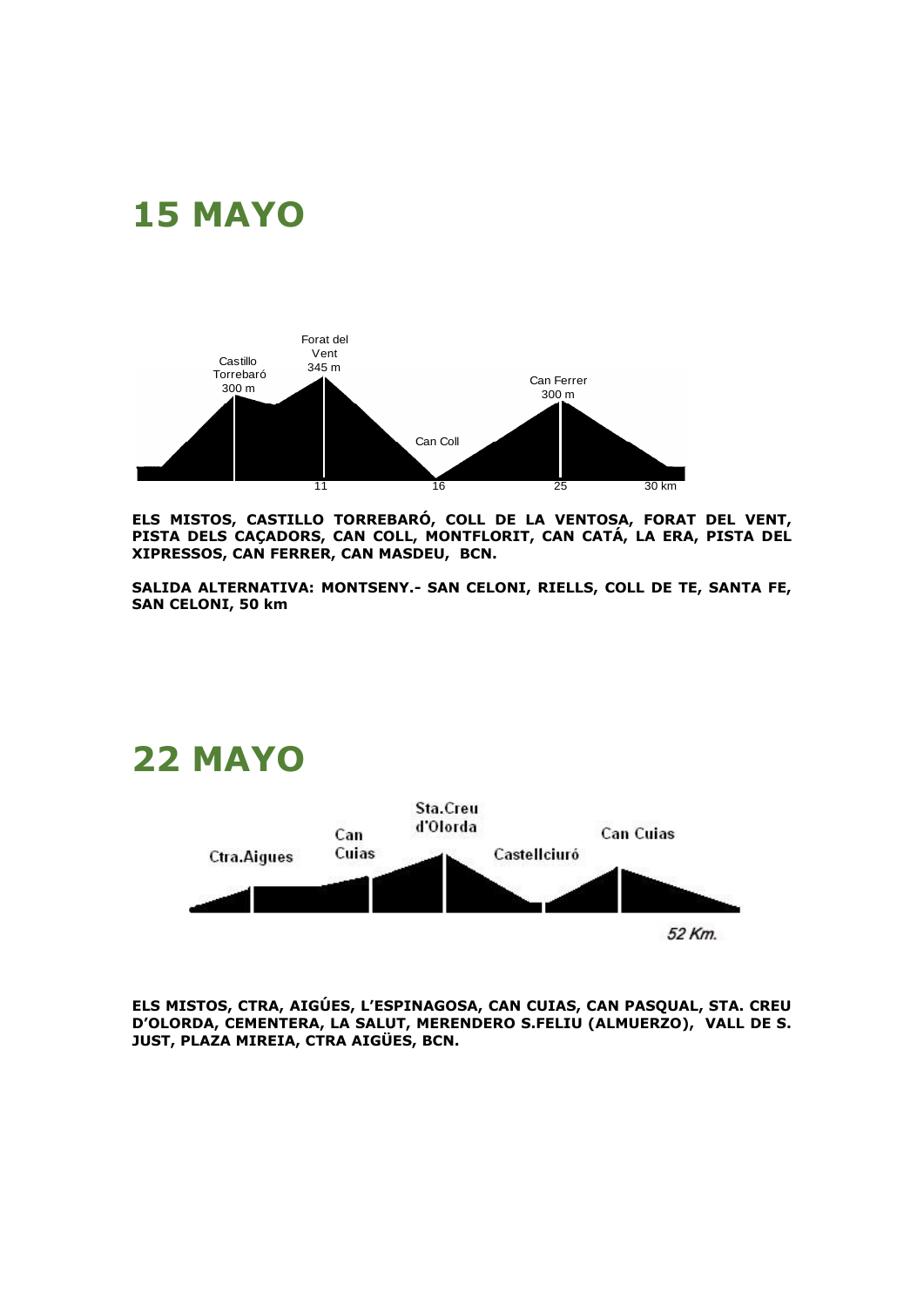# 15 MAYO

Forat del Vent 345 m

Castillo Torrebaró 300 m

Can Ferrer 300 m

Can Coll

11 16 25 30 km

**ELS MISTOS, CASTILLO TORREBARÓ, COLL DE LA VENTOSA, FORAT DEL VENT, PISTA DELS CAÇADORS, CAN COLL, MONTFLORIT, CAN CATÁ, LA ERA, PISTA DEL XIPRESSOS, CAN FERRER, CAN MASDEU, BCN.**

**SALIDA ALTERNATIVA: MONTSENY.- SAN CELONI, RIELLS, COLL DE TE, SANTA FE, SAN CELONI, 50 km**

# 22 MAYO

Sta.Creu d'Olorda

Can Cuias

Ctra.Aigues

Castellciuró

Can Cuias

*52 Km.*

**ELS MISTOS, CTRA, AIGÚES, L'ESPINAGOSA, CAN CUIAS, CAN PASQUAL, STA. CREU D'OLORDA, CEMENTERA, LA SALUT, MERENDERO S.FELIU (ALMUERZO), VALL DE S. JUST, PLAZA MIREIA, CTRA AIGÜES, BCN.**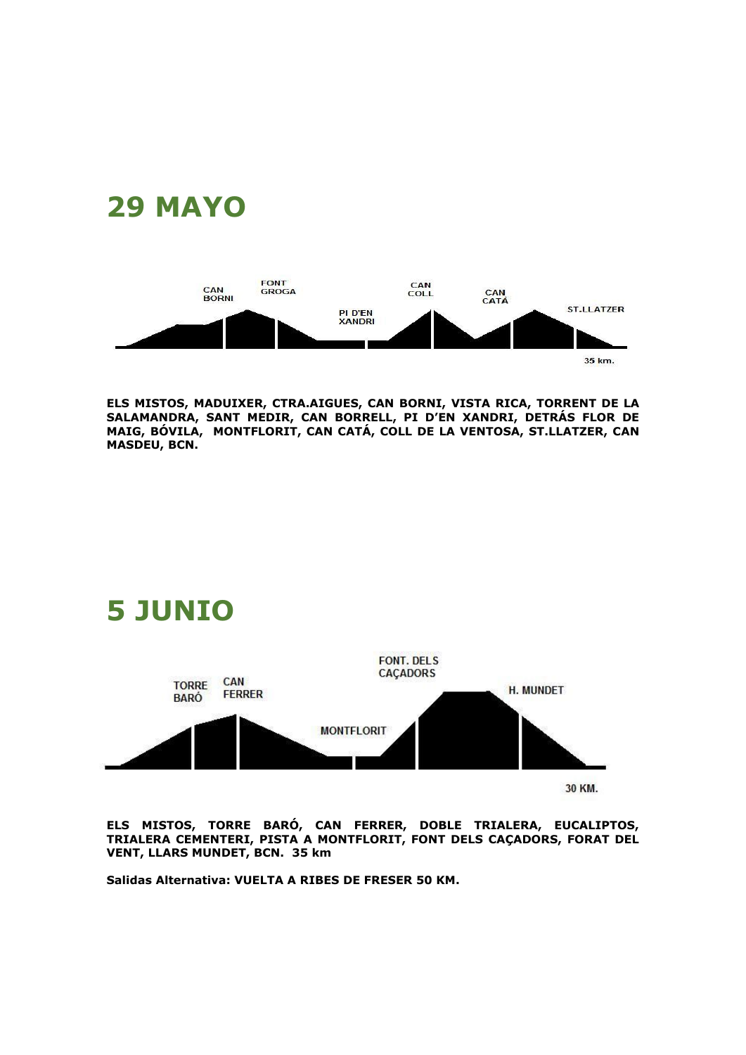## 29 MAYO

CAN BORNI

FONT GROGA

PI D'EN XANDRI

CAN COLL

CAN CATÁ

ST.LLATZER

35 km.

**ELS MISTOS, MADUIXER, CTRA.AIGUES, CAN BORNI, VISTA RICA, TORRENT DE LA SALAMANDRA, SANT MEDIR, CAN BORRELL, PI D'EN XANDRI, DETRÁS FLOR DE MAIG, BÓVILA, MONTFLORIT, CAN CATÁ, COLL DE LA VENTOSA, ST.LLATZER, CAN MASDEU, BCN.**

## 5 JUNIO

TORRE BARÓ

CAN FERRER

MONTFLORIT

FONT. DELS CAÇADORS

H. MUNDET

30 KM.

**ELS MISTOS, TORRE BARÓ, CAN FERRER, DOBLE TRIALERA, EUCALIPTOS, TRIALERA CEMENTERI, PISTA A MONTFLORIT, FONT DELS CAÇADORS, FORAT DEL VENT, LLARS MUNDET, BCN. 35 km**

**Salidas Alternativa: VUELTA A RIBES DE FRESER 50 KM.**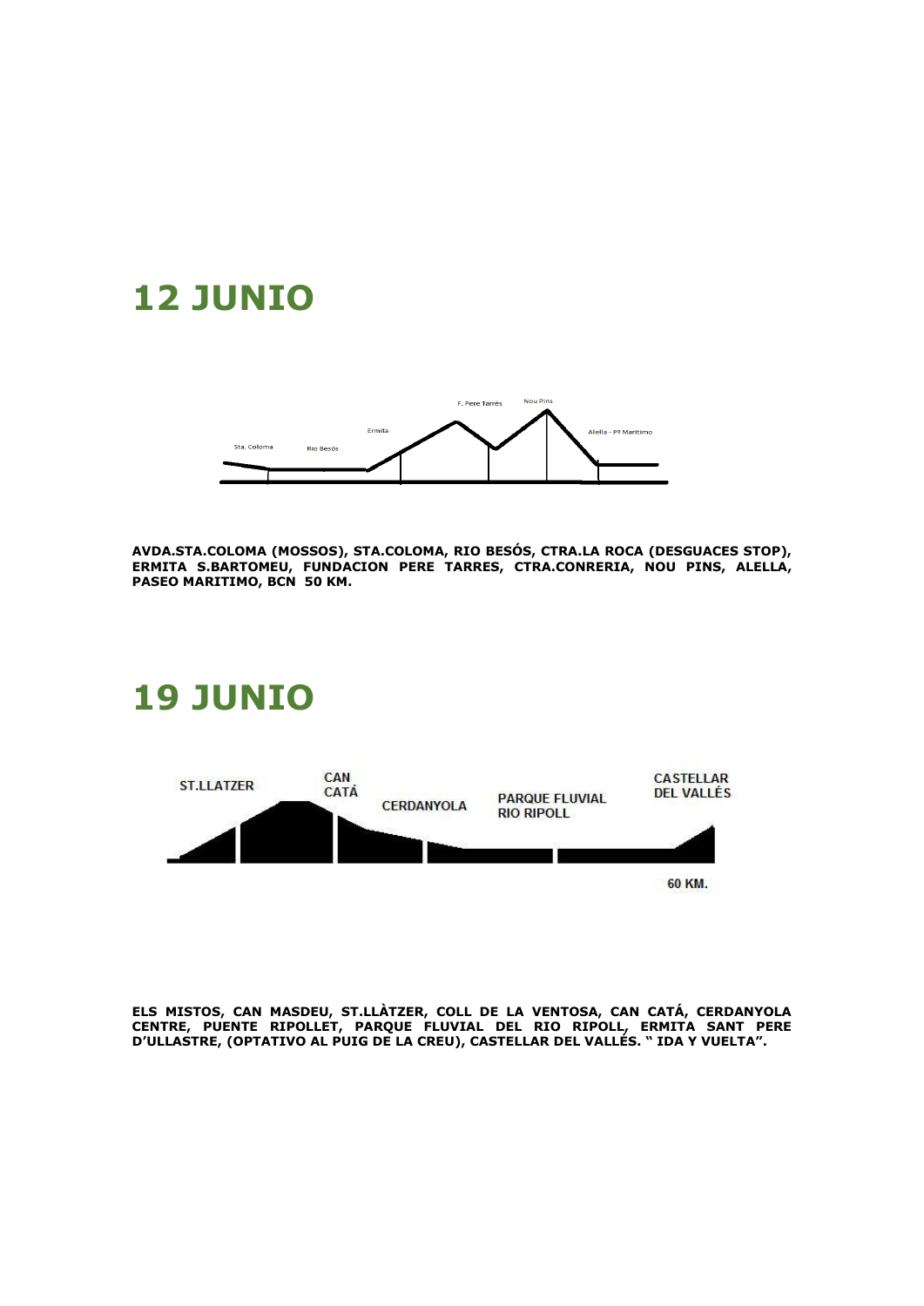# 12 JUNIO

Sta. Coloma — Rio Besós — Ermita — F. Pere Tarrés — Nou Pins — Alella - Pº Marítimo

**AVDA.STA.COLOMA (MOSSOS), STA.COLOMA, RIO BESÓS, CTRA.LA ROCA (DESGUACES STOP), ERMITA S.BARTOMEU, FUNDACION PERE TARRES, CTRA.CONRERIA, NOU PINS, ALELLA, PASEO MARITIMO, BCN 50 KM.**

# 19 JUNIO

ST.LLATZER — CAN CATÁ — CERDANYOLA — PARQUE FLUVIAL RIO RIPOLL — CASTELLAR DEL VALLÉS

60 KM.

**ELS MISTOS, CAN MASDEU, ST.LLÀTZER, COLL DE LA VENTOSA, CAN CATÁ, CERDANYOLA CENTRE, PUENTE RIPOLLET, PARQUE FLUVIAL DEL RIO RIPOLL, ERMITA SANT PERE D'ULLASTRE, (OPTATIVO AL PUIG DE LA CREU), CASTELLAR DEL VALLÉS. " IDA Y VUELTA".**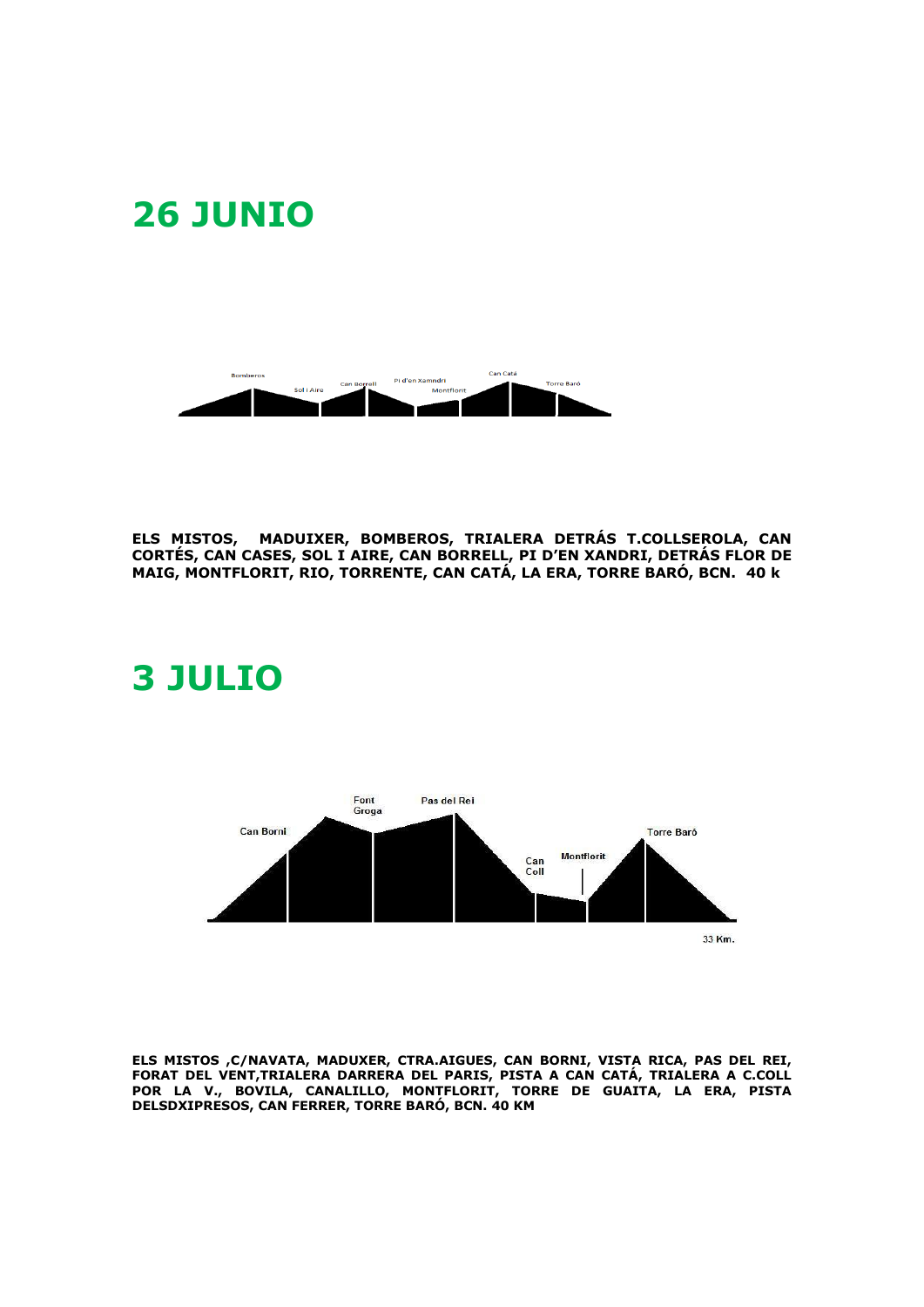# 26 JUNIO

**ELS MISTOS, MADUIXER, BOMBEROS, TRIALERA DETRÁS T.COLLSEROLA, CAN CORTÉS, CAN CASES, SOL I AIRE, CAN BORRELL, PI D'EN XANDRI, DETRÁS FLOR DE MAIG, MONTFLORIT, RIO, TORRENTE, CAN CATÁ, LA ERA, TORRE BARÓ, BCN. 40 k**

# 3 JULIO

**ELS MISTOS ,C/NAVATA, MADUXER, CTRA.AIGUES, CAN BORNI, VISTA RICA, PAS DEL REI, FORAT DEL VENT,TRIALERA DARRERA DEL PARIS, PISTA A CAN CATÁ, TRIALERA A C.COLL POR LA V., BOVILA, CANALILLO, MONTFLORIT, TORRE DE GUAITA, LA ERA, PISTA DELSDXIPRESOS, CAN FERRER, TORRE BARÓ, BCN. 40 KM**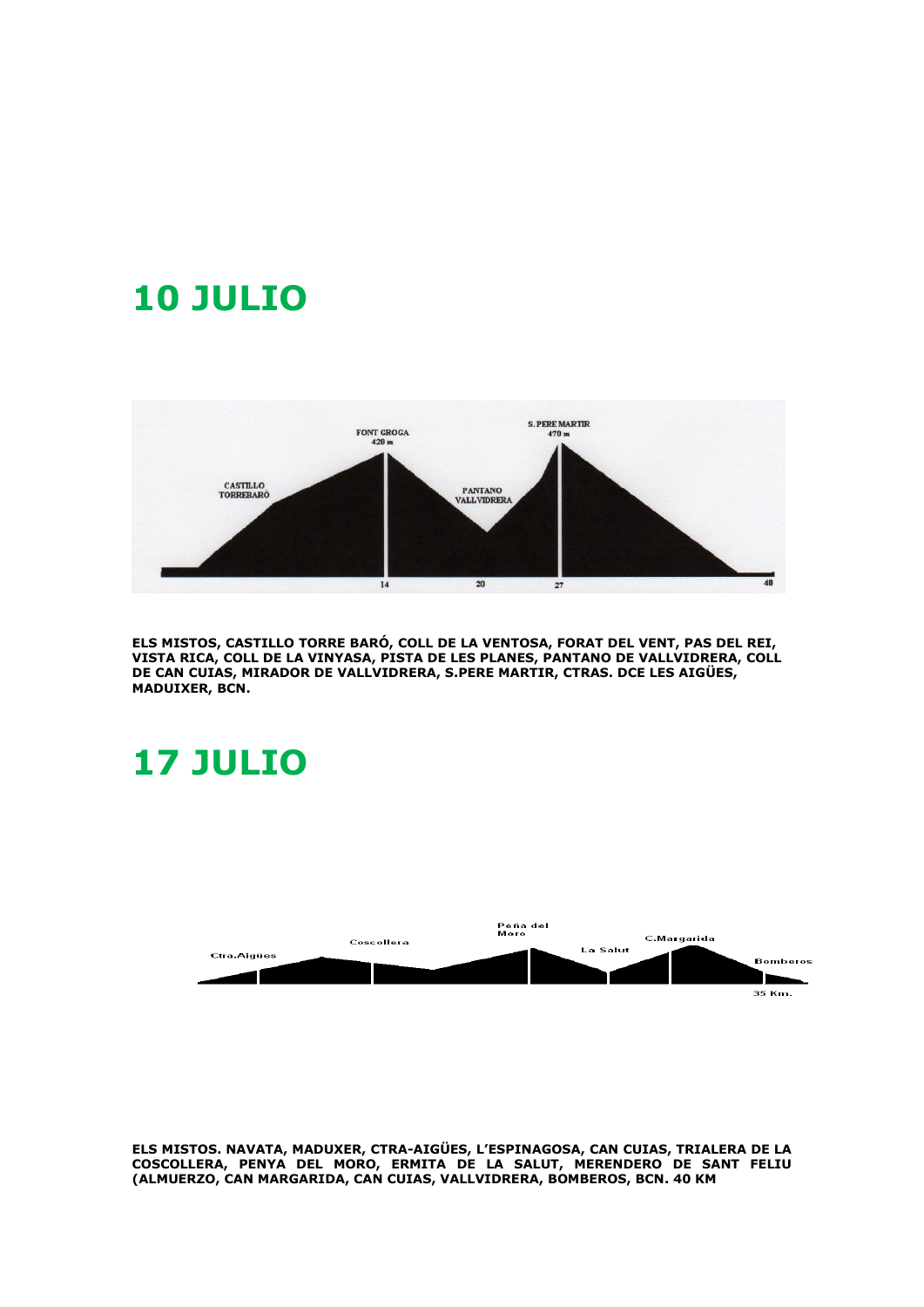# 10 JULIO

**ELS MISTOS, CASTILLO TORRE BARÓ, COLL DE LA VENTOSA, FORAT DEL VENT, PAS DEL REI, VISTA RICA, COLL DE LA VINYASA, PISTA DE LES PLANES, PANTANO DE VALLVIDRERA, COLL DE CAN CUIAS, MIRADOR DE VALLVIDRERA, S.PERE MARTIR, CTRAS. DCE LES AIGÜES, MADUIXER, BCN.**

# 17 JULIO

**ELS MISTOS. NAVATA, MADUXER, CTRA-AIGÜES, L'ESPINAGOSA, CAN CUIAS, TRIALERA DE LA COSCOLLERA, PENYA DEL MORO, ERMITA DE LA SALUT, MERENDERO DE SANT FELIU (ALMUERZO, CAN MARGARIDA, CAN CUIAS, VALLVIDRERA, BOMBEROS, BCN. 40 KM**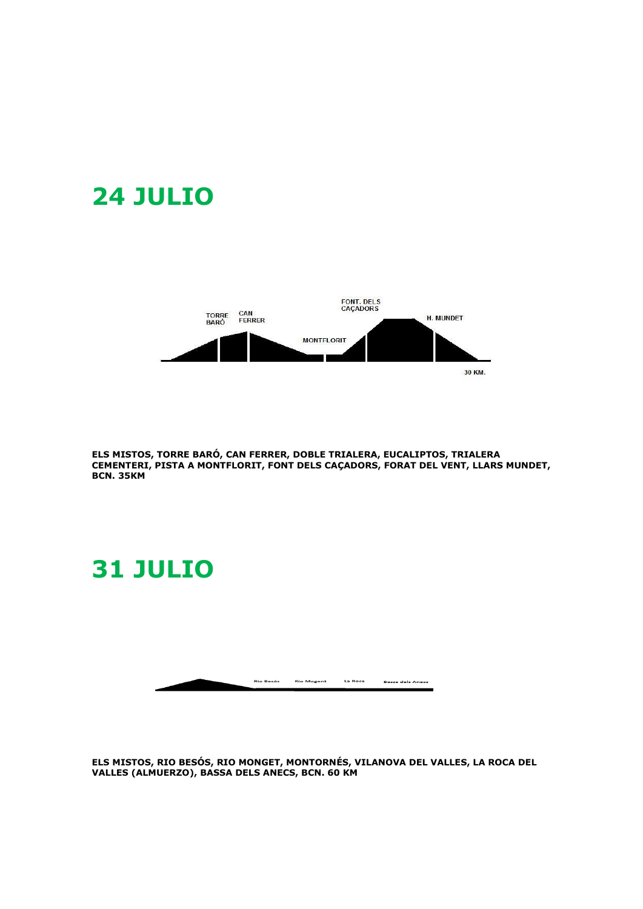# 24 JULIO

TORRE BARÓ
CAN FERRER
MONTFLORIT
FONT. DELS CAÇADORS
H. MUNDET
30 KM.

**ELS MISTOS, TORRE BARÓ, CAN FERRER, DOBLE TRIALERA, EUCALIPTOS, TRIALERA CEMENTERI, PISTA A MONTFLORIT, FONT DELS CAÇADORS, FORAT DEL VENT, LLARS MUNDET, BCN. 35KM**

# 31 JULIO

Rio Besós
Rio Mogent
La Roca
Bassa dels Anecs

**ELS MISTOS, RIO BESÓS, RIO MONGET, MONTORNÉS, VILANOVA DEL VALLES, LA ROCA DEL VALLES (ALMUERZO), BASSA DELS ANECS, BCN. 60 KM**